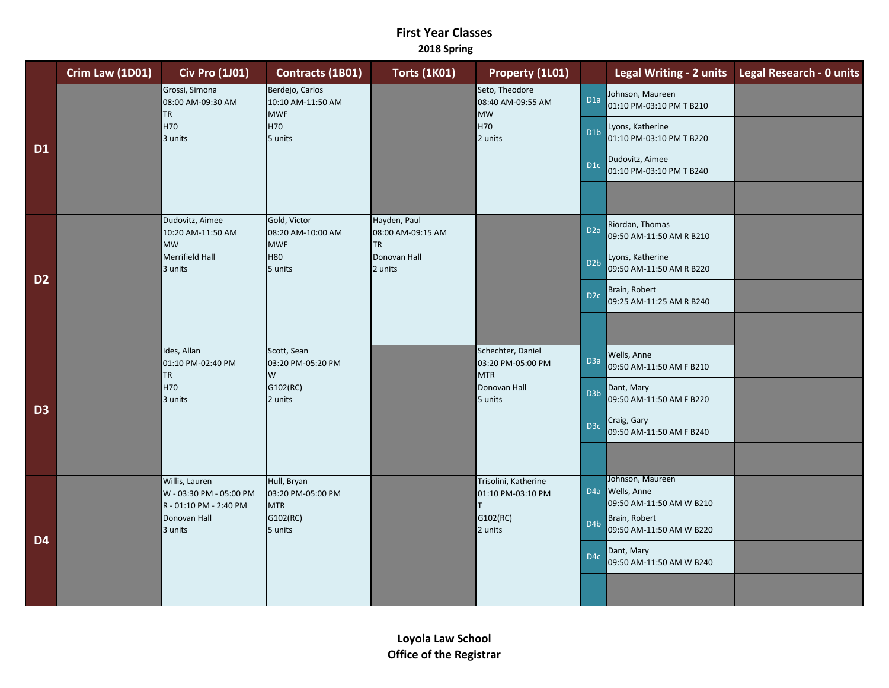# First Year Classes

## 2018 Spring

| | Crim Law (1D01) | Civ Pro (1J01) | Contracts (1B01) | Torts (1K01) | Property (1L01) | | Legal Writing - 2 units | Legal Research - 0 units |
|---|---|---|---|---|---|---|---|---|
| **D1** | | Grossi, Simona<br>08:00 AM-09:30 AM<br>TR<br>H70<br>3 units | Berdejo, Carlos<br>10:10 AM-11:50 AM<br>MWF<br>H70<br>5 units | | Seto, Theodore<br>08:40 AM-09:55 AM<br>MW<br>H70<br>2 units | D1a | Johnson, Maureen<br>01:10 PM-03:10 PM T B210 | |
| | | | | | | D1b | Lyons, Katherine<br>01:10 PM-03:10 PM T B220 | |
| | | | | | | D1c | Dudovitz, Aimee<br>01:10 PM-03:10 PM T B240 | |
| **D2** | | Dudovitz, Aimee<br>10:20 AM-11:50 AM<br>MW<br>Merrifield Hall<br>3 units | Gold, Victor<br>08:20 AM-10:00 AM<br>MWF<br>H80<br>5 units | Hayden, Paul<br>08:00 AM-09:15 AM<br>TR<br>Donovan Hall<br>2 units | | D2a | Riordan, Thomas<br>09:50 AM-11:50 AM R B210 | |
| | | | | | | D2b | Lyons, Katherine<br>09:50 AM-11:50 AM R B220 | |
| | | | | | | D2c | Brain, Robert<br>09:25 AM-11:25 AM R B240 | |
| **D3** | | Ides, Allan<br>01:10 PM-02:40 PM<br>TR<br>H70<br>3 units | Scott, Sean<br>03:20 PM-05:20 PM<br>W<br>G102(RC)<br>2 units | | Schechter, Daniel<br>03:20 PM-05:00 PM<br>MTR<br>Donovan Hall<br>5 units | D3a | Wells, Anne<br>09:50 AM-11:50 AM F B210 | |
| | | | | | | D3b | Dant, Mary<br>09:50 AM-11:50 AM F B220 | |
| | | | | | | D3c | Craig, Gary<br>09:50 AM-11:50 AM F B240 | |
| **D4** | | Willis, Lauren<br>W - 03:30 PM - 05:00 PM<br>R - 01:10 PM - 2:40 PM<br>Donovan Hall<br>3 units | Hull, Bryan<br>03:20 PM-05:00 PM<br>MTR<br>G102(RC)<br>5 units | | Trisolini, Katherine<br>01:10 PM-03:10 PM<br>T<br>G102(RC)<br>2 units | D4a | Johnson, Maureen<br>Wells, Anne<br>09:50 AM-11:50 AM W B210 | |
| | | | | | | D4b | Brain, Robert<br>09:50 AM-11:50 AM W B220 | |
| | | | | | | D4c | Dant, Mary<br>09:50 AM-11:50 AM W B240 | |

**Loyola Law School**
**Office of the Registrar**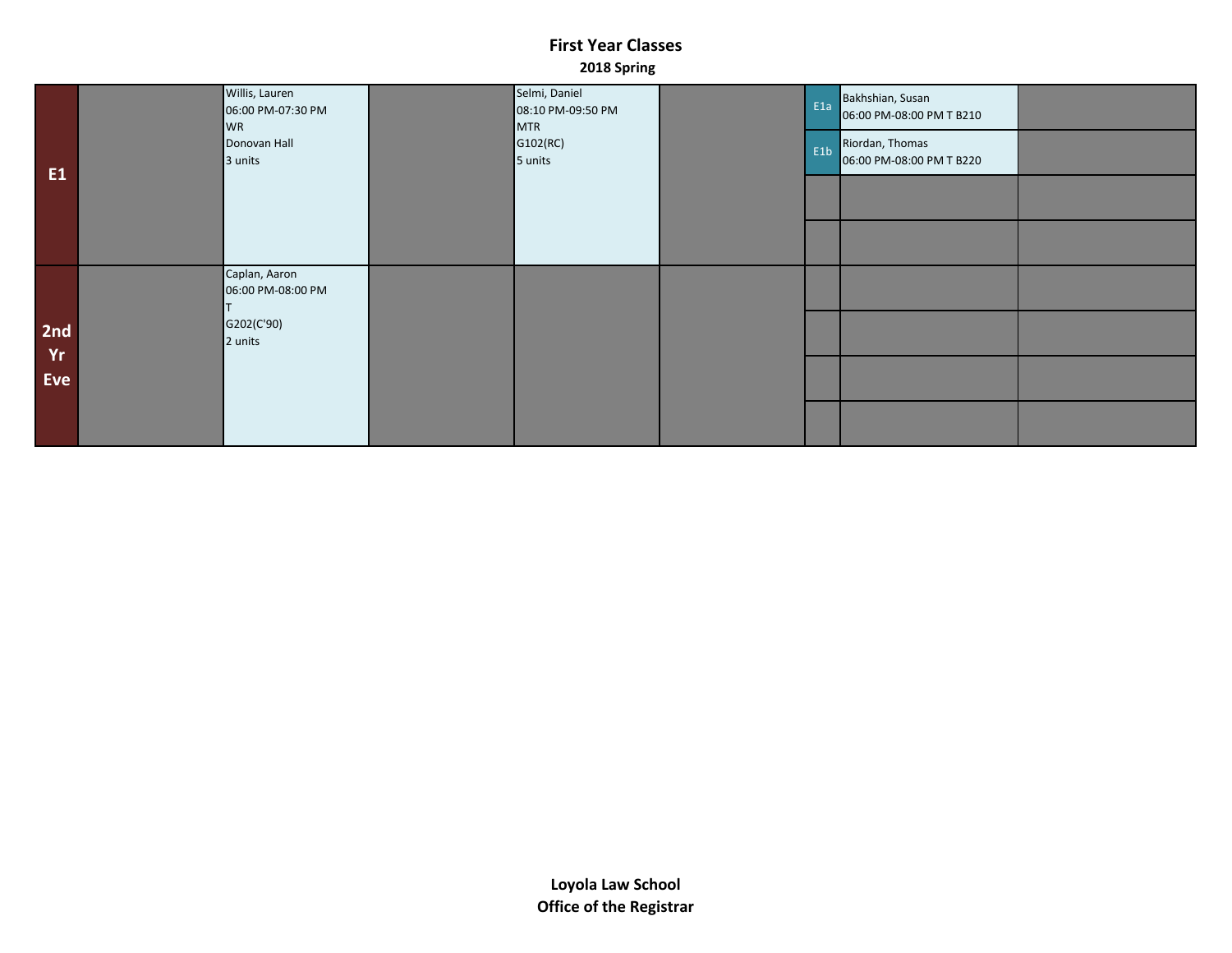## First Year Classes

**2018 Spring**

| | | | | | | | | |
|---|---|---|---|---|---|---|---|---|
| **E1** | | Willis, Lauren<br>06:00 PM-07:30 PM<br>WR<br>Donovan Hall<br>3 units | | Selmi, Daniel<br>08:10 PM-09:50 PM<br>MTR<br>G102(RC)<br>5 units | | E1a | Bakhshian, Susan<br>06:00 PM-08:00 PM T B210 | |
| | | | | | | E1b | Riordan, Thomas<br>06:00 PM-08:00 PM T B220 | |
| | | | | | | | | |
| | | | | | | | | |
| **2nd Yr Eve** | | Caplan, Aaron<br>06:00 PM-08:00 PM<br>T<br>G202(C'90)<br>2 units | | | | | | |
| | | | | | | | | |
| | | | | | | | | |
| | | | | | | | | |

**Loyola Law School**
**Office of the Registrar**